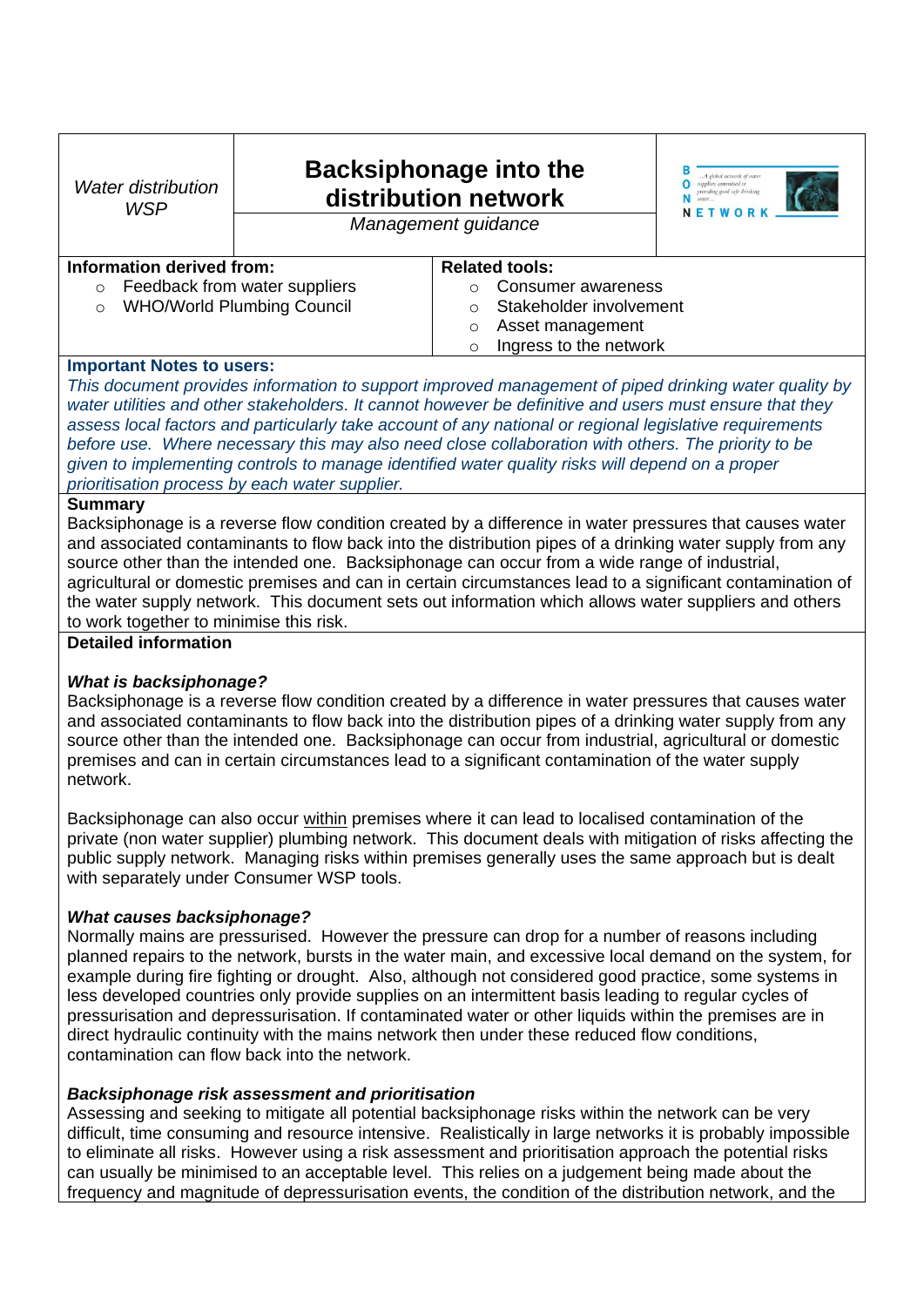| Water distribution WSP | **Backsiphonage into the distribution network** <br> *Management guidance* | BON NETWORK |
|---|---|---|

| **Information derived from:** | **Related tools:** |
|---|---|
| ○ Feedback from water suppliers <br> ○ WHO/World Plumbing Council | ○ Consumer awareness <br> ○ Stakeholder involvement <br> ○ Asset management <br> ○ Ingress to the network |

**Important Notes to users:**

*This document provides information to support improved management of piped drinking water quality by water utilities and other stakeholders. It cannot however be definitive and users must ensure that they assess local factors and particularly take account of any national or regional legislative requirements before use. Where necessary this may also need close collaboration with others. The priority to be given to implementing controls to manage identified water quality risks will depend on a proper prioritisation process by each water supplier.*

**Summary**

Backsiphonage is a reverse flow condition created by a difference in water pressures that causes water and associated contaminants to flow back into the distribution pipes of a drinking water supply from any source other than the intended one. Backsiphonage can occur from a wide range of industrial, agricultural or domestic premises and can in certain circumstances lead to a significant contamination of the water supply network. This document sets out information which allows water suppliers and others to work together to minimise this risk.

**Detailed information**

***What is backsiphonage?***

Backsiphonage is a reverse flow condition created by a difference in water pressures that causes water and associated contaminants to flow back into the distribution pipes of a drinking water supply from any source other than the intended one. Backsiphonage can occur from industrial, agricultural or domestic premises and can in certain circumstances lead to a significant contamination of the water supply network.

Backsiphonage can also occur within premises where it can lead to localised contamination of the private (non water supplier) plumbing network. This document deals with mitigation of risks affecting the public supply network. Managing risks within premises generally uses the same approach but is dealt with separately under Consumer WSP tools.

***What causes backsiphonage?***

Normally mains are pressurised. However the pressure can drop for a number of reasons including planned repairs to the network, bursts in the water main, and excessive local demand on the system, for example during fire fighting or drought. Also, although not considered good practice, some systems in less developed countries only provide supplies on an intermittent basis leading to regular cycles of pressurisation and depressurisation. If contaminated water or other liquids within the premises are in direct hydraulic continuity with the mains network then under these reduced flow conditions, contamination can flow back into the network.

***Backsiphonage risk assessment and prioritisation***

Assessing and seeking to mitigate all potential backsiphonage risks within the network can be very difficult, time consuming and resource intensive. Realistically in large networks it is probably impossible to eliminate all risks. However using a risk assessment and prioritisation approach the potential risks can usually be minimised to an acceptable level. This relies on a judgement being made about the frequency and magnitude of depressurisation events, the condition of the distribution network, and the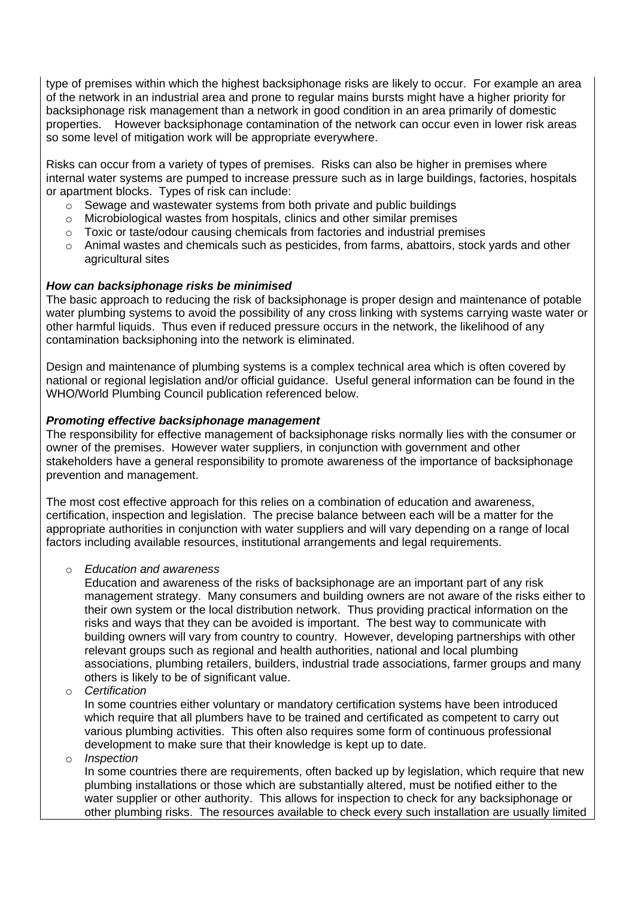type of premises within which the highest backsiphonage risks are likely to occur. For example an area of the network in an industrial area and prone to regular mains bursts might have a higher priority for backsiphonage risk management than a network in good condition in an area primarily of domestic properties. However backsiphonage contamination of the network can occur even in lower risk areas so some level of mitigation work will be appropriate everywhere.

Risks can occur from a variety of types of premises. Risks can also be higher in premises where internal water systems are pumped to increase pressure such as in large buildings, factories, hospitals or apartment blocks. Types of risk can include:

- Sewage and wastewater systems from both private and public buildings
- Microbiological wastes from hospitals, clinics and other similar premises
- Toxic or taste/odour causing chemicals from factories and industrial premises
- Animal wastes and chemicals such as pesticides, from farms, abattoirs, stock yards and other agricultural sites

***How can backsiphonage risks be minimised***

The basic approach to reducing the risk of backsiphonage is proper design and maintenance of potable water plumbing systems to avoid the possibility of any cross linking with systems carrying waste water or other harmful liquids. Thus even if reduced pressure occurs in the network, the likelihood of any contamination backsiphoning into the network is eliminated.

Design and maintenance of plumbing systems is a complex technical area which is often covered by national or regional legislation and/or official guidance. Useful general information can be found in the WHO/World Plumbing Council publication referenced below.

***Promoting effective backsiphonage management***

The responsibility for effective management of backsiphonage risks normally lies with the consumer or owner of the premises. However water suppliers, in conjunction with government and other stakeholders have a general responsibility to promote awareness of the importance of backsiphonage prevention and management.

The most cost effective approach for this relies on a combination of education and awareness, certification, inspection and legislation. The precise balance between each will be a matter for the appropriate authorities in conjunction with water suppliers and will vary depending on a range of local factors including available resources, institutional arrangements and legal requirements.

- *Education and awareness*
  Education and awareness of the risks of backsiphonage are an important part of any risk management strategy. Many consumers and building owners are not aware of the risks either to their own system or the local distribution network. Thus providing practical information on the risks and ways that they can be avoided is important. The best way to communicate with building owners will vary from country to country. However, developing partnerships with other relevant groups such as regional and health authorities, national and local plumbing associations, plumbing retailers, builders, industrial trade associations, farmer groups and many others is likely to be of significant value.
- *Certification*
  In some countries either voluntary or mandatory certification systems have been introduced which require that all plumbers have to be trained and certificated as competent to carry out various plumbing activities. This often also requires some form of continuous professional development to make sure that their knowledge is kept up to date.
- *Inspection*
  In some countries there are requirements, often backed up by legislation, which require that new plumbing installations or those which are substantially altered, must be notified either to the water supplier or other authority. This allows for inspection to check for any backsiphonage or other plumbing risks. The resources available to check every such installation are usually limited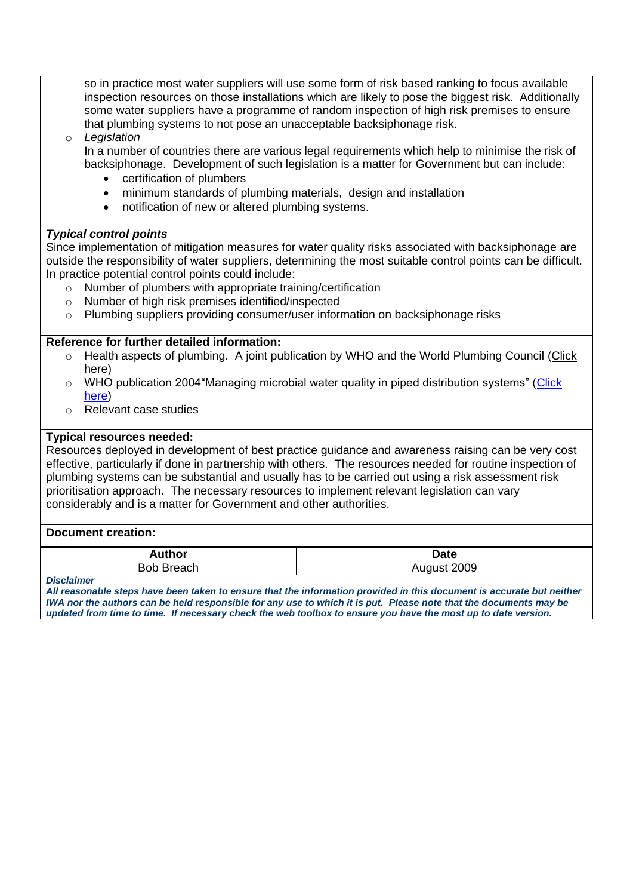so in practice most water suppliers will use some form of risk based ranking to focus available inspection resources on those installations which are likely to pose the biggest risk. Additionally some water suppliers have a programme of random inspection of high risk premises to ensure that plumbing systems to not pose an unacceptable backsiphonage risk.

- *Legislation*

  In a number of countries there are various legal requirements which help to minimise the risk of backsiphonage. Development of such legislation is a matter for Government but can include:

  - certification of plumbers
  - minimum standards of plumbing materials, design and installation
  - notification of new or altered plumbing systems.

***Typical control points***

Since implementation of mitigation measures for water quality risks associated with backsiphonage are outside the responsibility of water suppliers, determining the most suitable control points can be difficult. In practice potential control points could include:

- Number of plumbers with appropriate training/certification
- Number of high risk premises identified/inspected
- Plumbing suppliers providing consumer/user information on backsiphonage risks

**Reference for further detailed information:**

- Health aspects of plumbing. A joint publication by WHO and the World Plumbing Council (Click here)
- WHO publication 2004"Managing microbial water quality in piped distribution systems" (Click here)
- Relevant case studies

**Typical resources needed:**

Resources deployed in development of best practice guidance and awareness raising can be very cost effective, particularly if done in partnership with others. The resources needed for routine inspection of plumbing systems can be substantial and usually has to be carried out using a risk assessment risk prioritisation approach. The necessary resources to implement relevant legislation can vary considerably and is a matter for Government and other authorities.

**Document creation:**

| Author | Date |
|---|---|
| Bob Breach | August 2009 |

***Disclaimer***

***All reasonable steps have been taken to ensure that the information provided in this document is accurate but neither IWA nor the authors can be held responsible for any use to which it is put. Please note that the documents may be updated from time to time. If necessary check the web toolbox to ensure you have the most up to date version.***